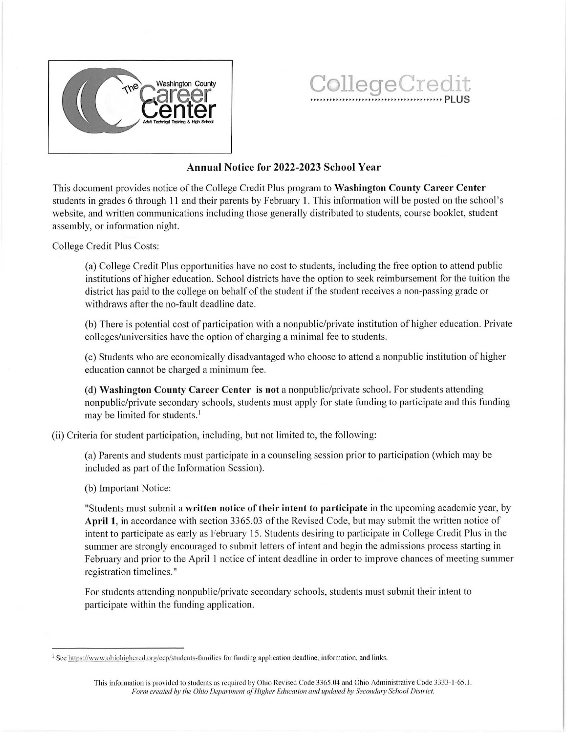The Washington County Career Center — Adult Technical Training & High School

College Credit PLUS

## Annual Notice for 2022-2023 School Year

This document provides notice of the College Credit Plus program to **Washington County Career Center** students in grades 6 through 11 and their parents by February 1. This information will be posted on the school's website, and written communications including those generally distributed to students, course booklet, student assembly, or information night.

College Credit Plus Costs:

(a) College Credit Plus opportunities have no cost to students, including the free option to attend public institutions of higher education. School districts have the option to seek reimbursement for the tuition the district has paid to the college on behalf of the student if the student receives a non-passing grade or withdraws after the no-fault deadline date.

(b) There is potential cost of participation with a nonpublic/private institution of higher education. Private colleges/universities have the option of charging a minimal fee to students.

(c) Students who are economically disadvantaged who choose to attend a nonpublic institution of higher education cannot be charged a minimum fee.

(d) **Washington County Career Center is not** a nonpublic/private school. For students attending nonpublic/private secondary schools, students must apply for state funding to participate and this funding may be limited for students.[1]

(ii) Criteria for student participation, including, but not limited to, the following:

(a) Parents and students must participate in a counseling session prior to participation (which may be included as part of the Information Session).

(b) Important Notice:

"Students must submit a **written notice of their intent to participate** in the upcoming academic year, by **April 1**, in accordance with section 3365.03 of the Revised Code, but may submit the written notice of intent to participate as early as February 15. Students desiring to participate in College Credit Plus in the summer are strongly encouraged to submit letters of intent and begin the admissions process starting in February and prior to the April 1 notice of intent deadline in order to improve chances of meeting summer registration timelines."

For students attending nonpublic/private secondary schools, students must submit their intent to participate within the funding application.

---

[1] See https://www.ohiohighered.org/ccp/students-families for funding application deadline, information, and links.

This information is provided to students as required by Ohio Revised Code 3365.04 and Ohio Administrative Code 3333-1-65.1.
*Form created by the Ohio Department of Higher Education and updated by Secondary School District.*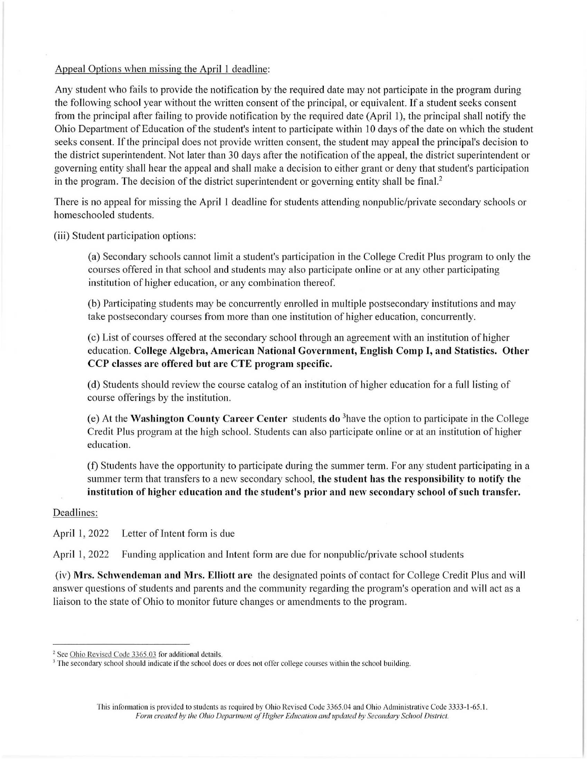Appeal Options when missing the April 1 deadline:

Any student who fails to provide the notification by the required date may not participate in the program during the following school year without the written consent of the principal, or equivalent. If a student seeks consent from the principal after failing to provide notification by the required date (April 1), the principal shall notify the Ohio Department of Education of the student's intent to participate within 10 days of the date on which the student seeks consent. If the principal does not provide written consent, the student may appeal the principal's decision to the district superintendent. Not later than 30 days after the notification of the appeal, the district superintendent or governing entity shall hear the appeal and shall make a decision to either grant or deny that student's participation in the program. The decision of the district superintendent or governing entity shall be final.[2]

There is no appeal for missing the April 1 deadline for students attending nonpublic/private secondary schools or homeschooled students.

(iii) Student participation options:

> (a) Secondary schools cannot limit a student's participation in the College Credit Plus program to only the courses offered in that school and students may also participate online or at any other participating institution of higher education, or any combination thereof.
>
> (b) Participating students may be concurrently enrolled in multiple postsecondary institutions and may take postsecondary courses from more than one institution of higher education, concurrently.
>
> (c) List of courses offered at the secondary school through an agreement with an institution of higher education. **College Algebra, American National Government, English Comp I, and Statistics. Other CCP classes are offered but are CTE program specific.**
>
> (d) Students should review the course catalog of an institution of higher education for a full listing of course offerings by the institution.
>
> (e) At the **Washington County Career Center** students **do** [3]have the option to participate in the College Credit Plus program at the high school. Students can also participate online or at an institution of higher education.
>
> (f) Students have the opportunity to participate during the summer term. For any student participating in a summer term that transfers to a new secondary school, **the student has the responsibility to notify the institution of higher education and the student's prior and new secondary school of such transfer.**

Deadlines:

April 1, 2022 Letter of Intent form is due

April 1, 2022 Funding application and Intent form are due for nonpublic/private school students

(iv) **Mrs. Schwendeman and Mrs. Elliott are** the designated points of contact for College Credit Plus and will answer questions of students and parents and the community regarding the program's operation and will act as a liaison to the state of Ohio to monitor future changes or amendments to the program.

---

[2] See Ohio Revised Code 3365.03 for additional details.

[3] The secondary school should indicate if the school does or does not offer college courses within the school building.

This information is provided to students as required by Ohio Revised Code 3365.04 and Ohio Administrative Code 3333-1-65.1.
*Form created by the Ohio Department of Higher Education and updated by Secondary School District.*